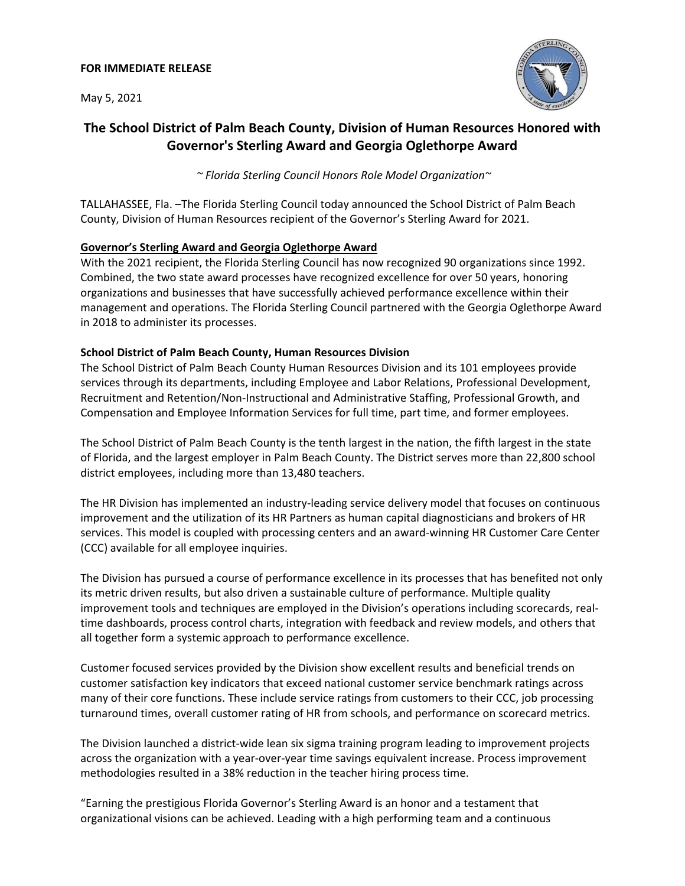**FOR IMMEDIATE RELEASE**

May 5, 2021

# The School District of Palm Beach County, Division of Human Resources Honored with Governor's Sterling Award and Georgia Oglethorpe Award

*~ Florida Sterling Council Honors Role Model Organization~*

TALLAHASSEE, Fla. –The Florida Sterling Council today announced the School District of Palm Beach County, Division of Human Resources recipient of the Governor's Sterling Award for 2021.

**Governor's Sterling Award and Georgia Oglethorpe Award**

With the 2021 recipient, the Florida Sterling Council has now recognized 90 organizations since 1992. Combined, the two state award processes have recognized excellence for over 50 years, honoring organizations and businesses that have successfully achieved performance excellence within their management and operations. The Florida Sterling Council partnered with the Georgia Oglethorpe Award in 2018 to administer its processes.

**School District of Palm Beach County, Human Resources Division**

The School District of Palm Beach County Human Resources Division and its 101 employees provide services through its departments, including Employee and Labor Relations, Professional Development, Recruitment and Retention/Non-Instructional and Administrative Staffing, Professional Growth, and Compensation and Employee Information Services for full time, part time, and former employees.

The School District of Palm Beach County is the tenth largest in the nation, the fifth largest in the state of Florida, and the largest employer in Palm Beach County. The District serves more than 22,800 school district employees, including more than 13,480 teachers.

The HR Division has implemented an industry-leading service delivery model that focuses on continuous improvement and the utilization of its HR Partners as human capital diagnosticians and brokers of HR services. This model is coupled with processing centers and an award-winning HR Customer Care Center (CCC) available for all employee inquiries.

The Division has pursued a course of performance excellence in its processes that has benefited not only its metric driven results, but also driven a sustainable culture of performance. Multiple quality improvement tools and techniques are employed in the Division's operations including scorecards, real-time dashboards, process control charts, integration with feedback and review models, and others that all together form a systemic approach to performance excellence.

Customer focused services provided by the Division show excellent results and beneficial trends on customer satisfaction key indicators that exceed national customer service benchmark ratings across many of their core functions. These include service ratings from customers to their CCC, job processing turnaround times, overall customer rating of HR from schools, and performance on scorecard metrics.

The Division launched a district-wide lean six sigma training program leading to improvement projects across the organization with a year-over-year time savings equivalent increase. Process improvement methodologies resulted in a 38% reduction in the teacher hiring process time.

"Earning the prestigious Florida Governor's Sterling Award is an honor and a testament that organizational visions can be achieved. Leading with a high performing team and a continuous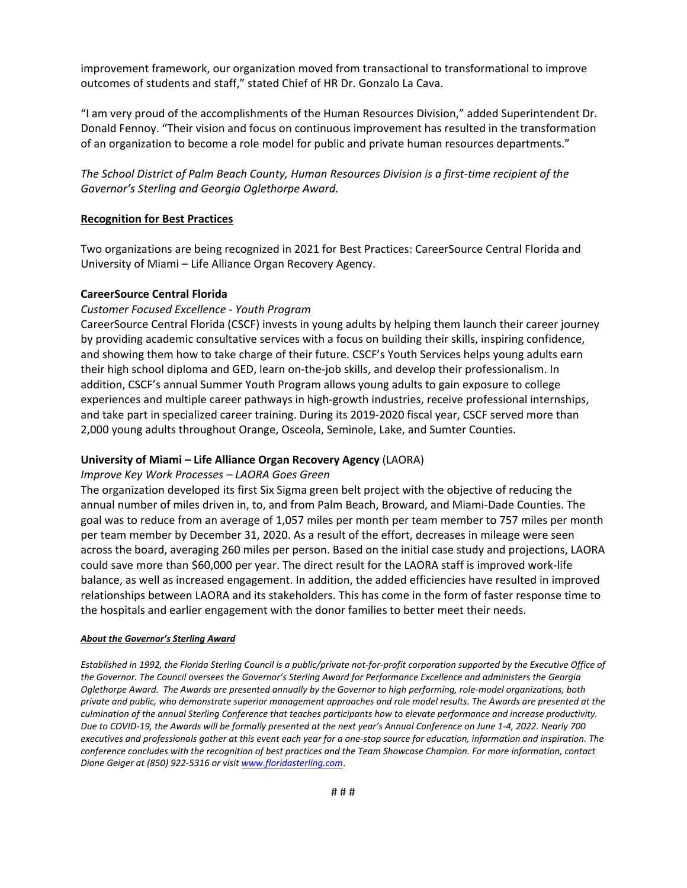improvement framework, our organization moved from transactional to transformational to improve outcomes of students and staff," stated Chief of HR Dr. Gonzalo La Cava.

"I am very proud of the accomplishments of the Human Resources Division," added Superintendent Dr. Donald Fennoy. "Their vision and focus on continuous improvement has resulted in the transformation of an organization to become a role model for public and private human resources departments."

*The School District of Palm Beach County, Human Resources Division is a first-time recipient of the Governor's Sterling and Georgia Oglethorpe Award.*

## Recognition for Best Practices

Two organizations are being recognized in 2021 for Best Practices: CareerSource Central Florida and University of Miami – Life Alliance Organ Recovery Agency.

### CareerSource Central Florida

*Customer Focused Excellence - Youth Program*

CareerSource Central Florida (CSCF) invests in young adults by helping them launch their career journey by providing academic consultative services with a focus on building their skills, inspiring confidence, and showing them how to take charge of their future. CSCF's Youth Services helps young adults earn their high school diploma and GED, learn on-the-job skills, and develop their professionalism. In addition, CSCF's annual Summer Youth Program allows young adults to gain exposure to college experiences and multiple career pathways in high-growth industries, receive professional internships, and take part in specialized career training. During its 2019-2020 fiscal year, CSCF served more than 2,000 young adults throughout Orange, Osceola, Seminole, Lake, and Sumter Counties.

### University of Miami – Life Alliance Organ Recovery Agency (LAORA)

*Improve Key Work Processes – LAORA Goes Green*

The organization developed its first Six Sigma green belt project with the objective of reducing the annual number of miles driven in, to, and from Palm Beach, Broward, and Miami-Dade Counties. The goal was to reduce from an average of 1,057 miles per month per team member to 757 miles per month per team member by December 31, 2020. As a result of the effort, decreases in mileage were seen across the board, averaging 260 miles per person. Based on the initial case study and projections, LAORA could save more than $60,000 per year. The direct result for the LAORA staff is improved work-life balance, as well as increased engagement. In addition, the added efficiencies have resulted in improved relationships between LAORA and its stakeholders. This has come in the form of faster response time to the hospitals and earlier engagement with the donor families to better meet their needs.

***About the Governor's Sterling Award***

*Established in 1992, the Florida Sterling Council is a public/private not-for-profit corporation supported by the Executive Office of the Governor. The Council oversees the Governor's Sterling Award for Performance Excellence and administers the Georgia Oglethorpe Award. The Awards are presented annually by the Governor to high performing, role-model organizations, both private and public, who demonstrate superior management approaches and role model results. The Awards are presented at the culmination of the annual Sterling Conference that teaches participants how to elevate performance and increase productivity. Due to COVID-19, the Awards will be formally presented at the next year's Annual Conference on June 1-4, 2022. Nearly 700 executives and professionals gather at this event each year for a one-stop source for education, information and inspiration. The conference concludes with the recognition of best practices and the Team Showcase Champion. For more information, contact Dione Geiger at (850) 922-5316 or visit www.floridasterling.com.*

# # #